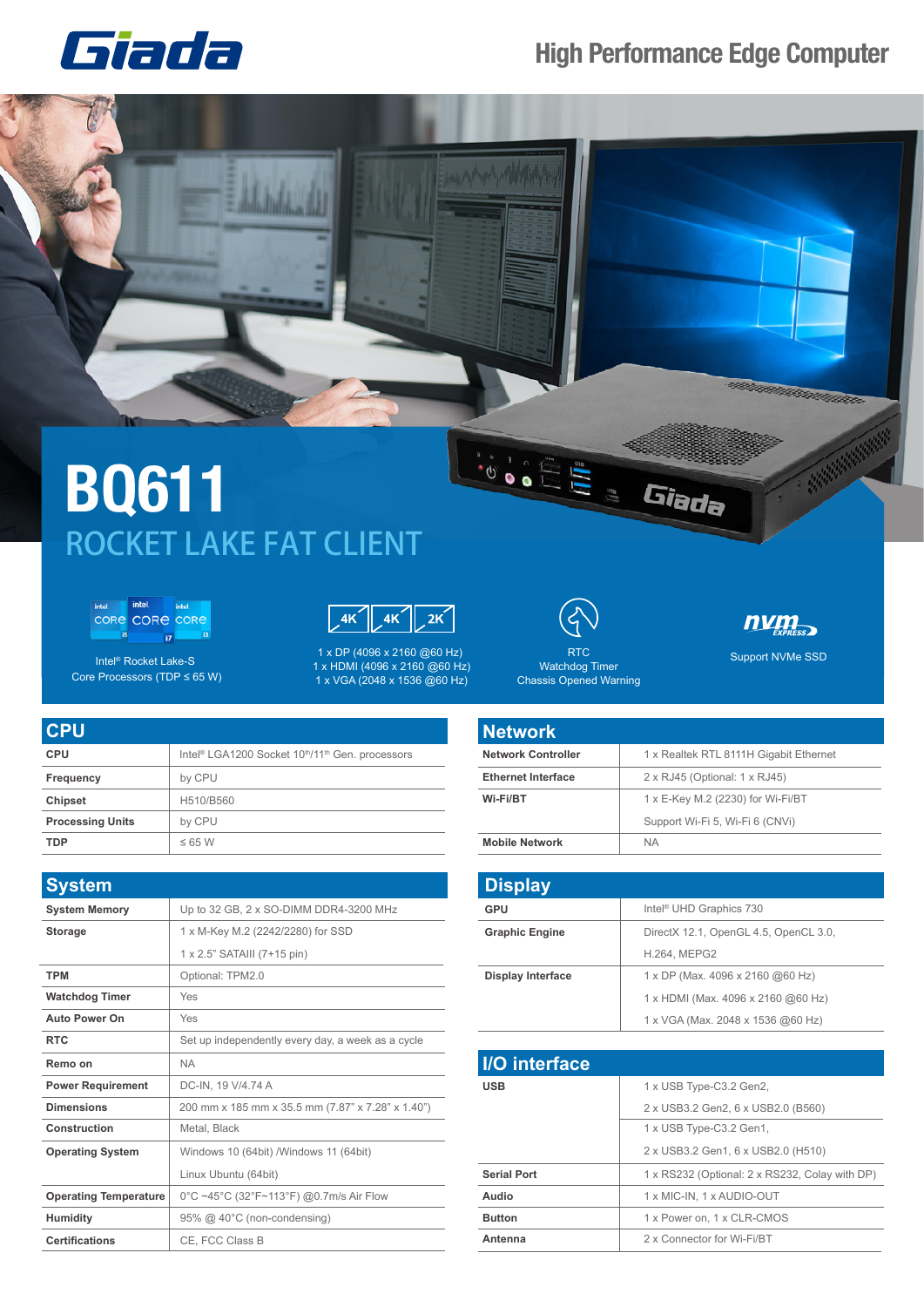# Giada

## High Performance Edge Computer

# BQ611

## ROCKET LAKE FAT CLIENT

Intel® Rocket Lake-S Core Processors (TDP ≤ 65 W)

1 x DP (4096 x 2160 @60 Hz)
1 x HDMI (4096 x 2160 @60 Hz)
1 x VGA (2048 x 1536 @60 Hz)

RTC
Watchdog Timer
Chassis Opened Warning

Support NVMe SSD

## CPU

| CPU | |
|---|---|
| CPU | Intel® LGA1200 Socket 10th/11th Gen. processors |
| Frequency | by CPU |
| Chipset | H510/B560 |
| Processing Units | by CPU |
| TDP | ≤ 65 W |

## System

| System | |
|---|---|
| System Memory | Up to 32 GB, 2 x SO-DIMM DDR4-3200 MHz |
| Storage | 1 x M-Key M.2 (2242/2280) for SSD<br>1 x 2.5" SATAIII (7+15 pin) |
| TPM | Optional: TPM2.0 |
| Watchdog Timer | Yes |
| Auto Power On | Yes |
| RTC | Set up independently every day, a week as a cycle |
| Remo on | NA |
| Power Requirement | DC-IN, 19 V/4.74 A |
| Dimensions | 200 mm x 185 mm x 35.5 mm (7.87" x 7.28" x 1.40") |
| Construction | Metal, Black |
| Operating System | Windows 10 (64bit) /Windows 11 (64bit)<br>Linux Ubuntu (64bit) |
| Operating Temperature | 0°C ~45°C (32°F~113°F) @0.7m/s Air Flow |
| Humidity | 95% @ 40°C (non-condensing) |
| Certifications | CE, FCC Class B |

## Network

| Network | |
|---|---|
| Network Controller | 1 x Realtek RTL 8111H Gigabit Ethernet |
| Ethernet Interface | 2 x RJ45 (Optional: 1 x RJ45) |
| Wi-Fi/BT | 1 x E-Key M.2 (2230) for Wi-Fi/BT<br>Support Wi-Fi 5, Wi-Fi 6 (CNVi) |
| Mobile Network | NA |

## Display

| Display | |
|---|---|
| GPU | Intel® UHD Graphics 730 |
| Graphic Engine | DirectX 12.1, OpenGL 4.5, OpenCL 3.0,<br>H.264, MEPG2 |
| Display Interface | 1 x DP (Max. 4096 x 2160 @60 Hz)<br>1 x HDMI (Max. 4096 x 2160 @60 Hz)<br>1 x VGA (Max. 2048 x 1536 @60 Hz) |

## I/O interface

| I/O interface | |
|---|---|
| USB | 1 x USB Type-C3.2 Gen2,<br>2 x USB3.2 Gen2, 6 x USB2.0 (B560)<br>1 x USB Type-C3.2 Gen1,<br>2 x USB3.2 Gen1, 6 x USB2.0 (H510) |
| Serial Port | 1 x RS232 (Optional: 2 x RS232, Colay with DP) |
| Audio | 1 x MIC-IN, 1 x AUDIO-OUT |
| Button | 1 x Power on, 1 x CLR-CMOS |
| Antenna | 2 x Connector for Wi-Fi/BT |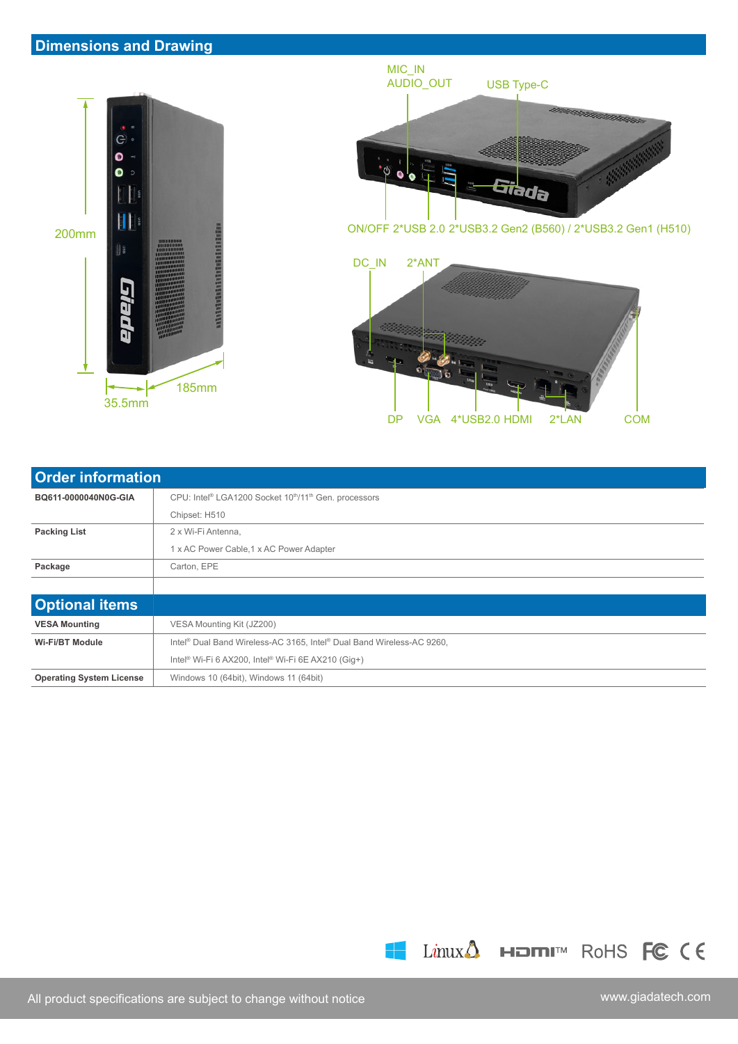## Dimensions and Drawing

200mm
35.5mm
185mm

MIC_IN
AUDIO_OUT
USB Type-C
ON/OFF 2*USB 2.0 2*USB3.2 Gen2 (B560) / 2*USB3.2 Gen1 (H510)

DC_IN 2*ANT
DP VGA 4*USB2.0 HDMI 2*LAN COM

## Order information

| | |
|---|---|
| **BQ611-0000040N0G-GIA** | CPU: Intel® LGA1200 Socket 10th/11th Gen. processors |
| | Chipset: H510 |
| **Packing List** | 2 x Wi-Fi Antenna, |
| | 1 x AC Power Cable,1 x AC Power Adapter |
| **Package** | Carton, EPE |

## Optional items

| | |
|---|---|
| **VESA Mounting** | VESA Mounting Kit (JZ200) |
| **Wi-Fi/BT Module** | Intel® Dual Band Wireless-AC 3165, Intel® Dual Band Wireless-AC 9260, |
| | Intel® Wi-Fi 6 AX200, Intel® Wi-Fi 6E AX210 (Gig+) |
| **Operating System License** | Windows 10 (64bit), Windows 11 (64bit) |

Linux HDMI™ RoHS FC CE

All product specifications are subject to change without notice

www.giadatech.com